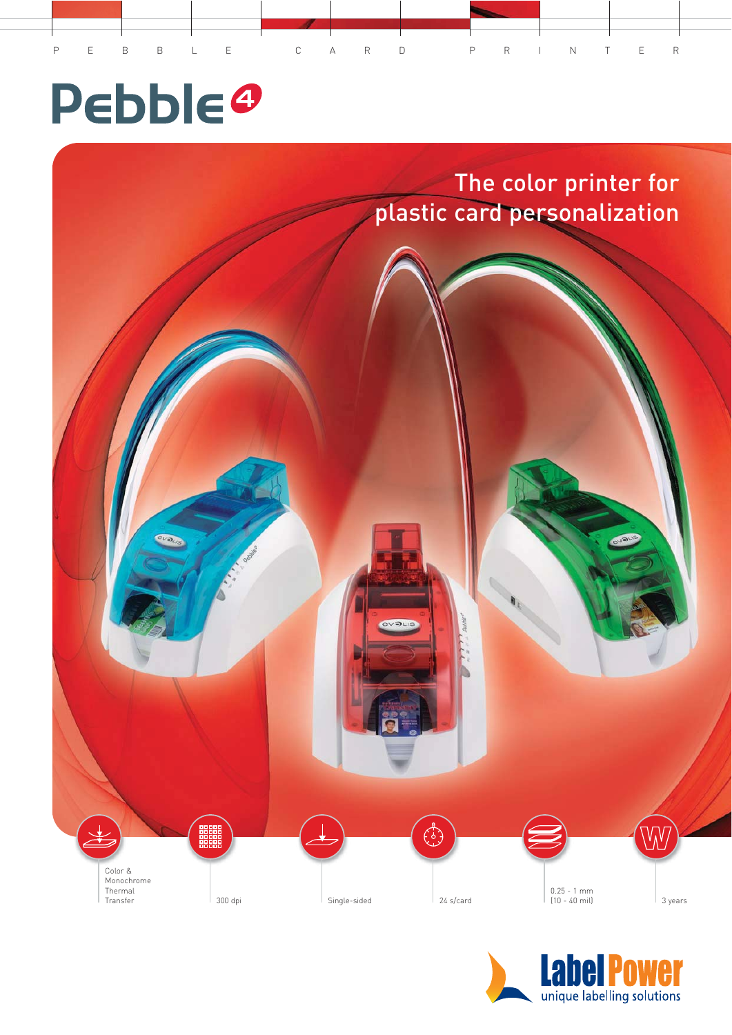P E B B L E C A R D P R I N T E R

# Pebble 4

## The color printer for plastic card personalization

- Color & Monochrome Thermal Transfer
- 300 dpi
- Single-sided
- 24 s/card
- 0.25 - 1 mm (10 - 40 mil)
- 3 years

Label Power
unique labelling solutions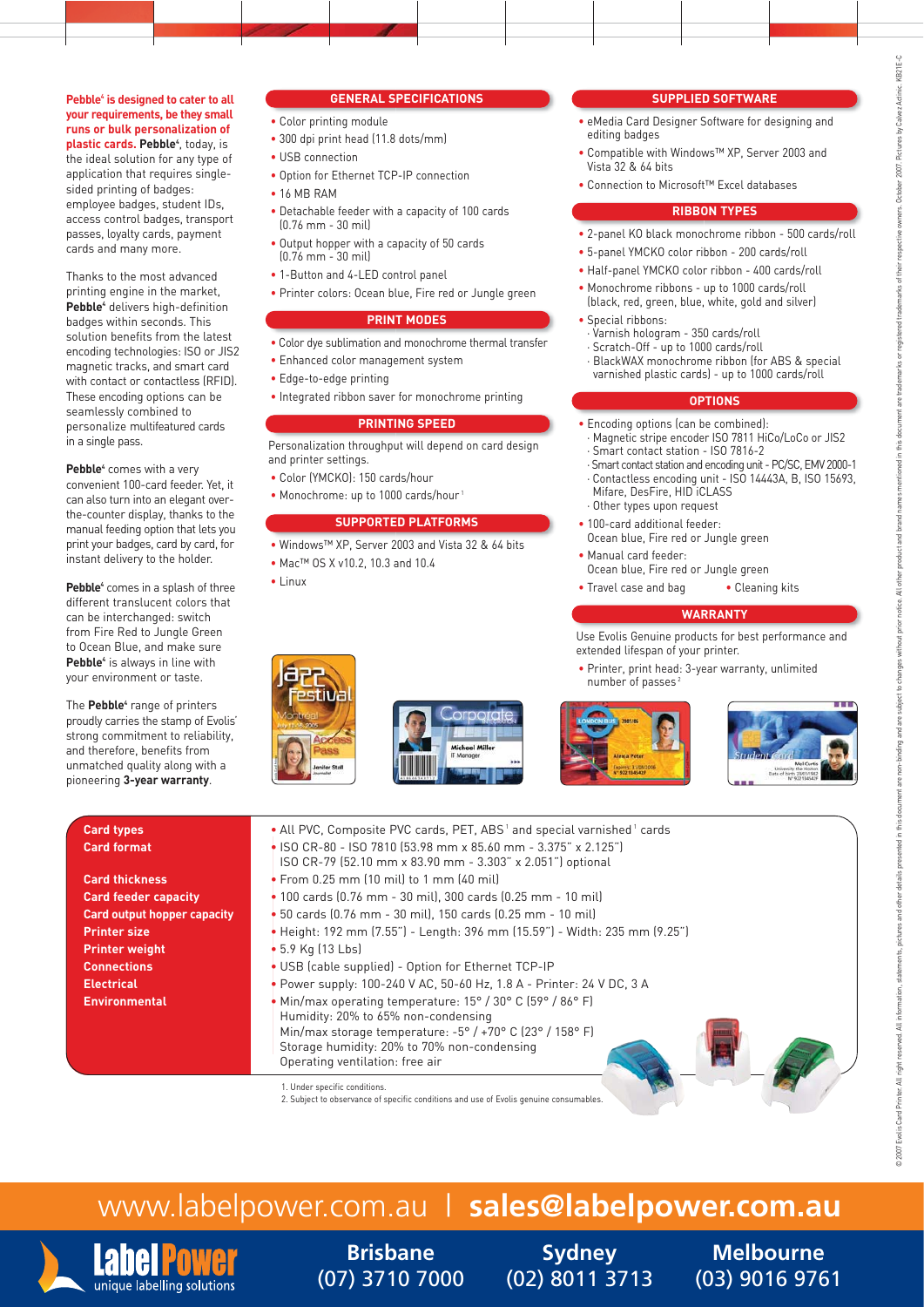**Pebble[4] is designed to cater to all your requirements, be they small runs or bulk personalization of plastic cards.** **Pebble**[4], today, is the ideal solution for any type of application that requires single-sided printing of badges: employee badges, student IDs, access control badges, transport passes, loyalty cards, payment cards and many more.

Thanks to the most advanced printing engine in the market, **Pebble**[4] delivers high-definition badges within seconds. This solution benefits from the latest encoding technologies: ISO or JIS2 magnetic tracks, and smart card with contact or contactless (RFID). These encoding options can be seamlessly combined to personalize multifeatured cards in a single pass.

**Pebble**[4] comes with a very convenient 100-card feeder. Yet, it can also turn into an elegant over-the-counter display, thanks to the manual feeding option that lets you print your badges, card by card, for instant delivery to the holder.

**Pebble**[4] comes in a splash of three different translucent colors that can be interchanged: switch from Fire Red to Jungle Green to Ocean Blue, and make sure **Pebble**[4] is always in line with your environment or taste.

The **Pebble**[4] range of printers proudly carries the stamp of Evolis' strong commitment to reliability, and therefore, benefits from unmatched quality along with a pioneering **3-year warranty**.

## GENERAL SPECIFICATIONS

- Color printing module
- 300 dpi print head (11.8 dots/mm)
- USB connection
- Option for Ethernet TCP-IP connection
- 16 MB RAM
- Detachable feeder with a capacity of 100 cards (0.76 mm - 30 mil)
- Output hopper with a capacity of 50 cards (0.76 mm - 30 mil)
- 1-Button and 4-LED control panel
- Printer colors: Ocean blue, Fire red or Jungle green

## PRINT MODES

- Color dye sublimation and monochrome thermal transfer
- Enhanced color management system
- Edge-to-edge printing
- Integrated ribbon saver for monochrome printing

## PRINTING SPEED

Personalization throughput will depend on card design and printer settings.

- Color (YMCKO): 150 cards/hour
- Monochrome: up to 1000 cards/hour[1]

## SUPPORTED PLATFORMS

- Windows™ XP, Server 2003 and Vista 32 & 64 bits
- Mac™ OS X v10.2, 10.3 and 10.4
- Linux

## SUPPLIED SOFTWARE

- eMedia Card Designer Software for designing and editing badges
- Compatible with Windows™ XP, Server 2003 and Vista 32 & 64 bits
- Connection to Microsoft™ Excel databases

## RIBBON TYPES

- 2-panel KO black monochrome ribbon - 500 cards/roll
- 5-panel YMCKO color ribbon - 200 cards/roll
- Half-panel YMCKO color ribbon - 400 cards/roll
- Monochrome ribbons - up to 1000 cards/roll (black, red, green, blue, white, gold and silver)
- Special ribbons:
  - Varnish hologram - 350 cards/roll
  - Scratch-Off - up to 1000 cards/roll
  - BlackWAX monochrome ribbon (for ABS & special varnished plastic cards) - up to 1000 cards/roll

## OPTIONS

- Encoding options (can be combined):
  - Magnetic stripe encoder ISO 7811 HiCo/LoCo or JIS2
  - Smart contact station - ISO 7816-2
  - Smart contact station and encoding unit - PC/SC, EMV 2000-1
  - Contactless encoding unit - ISO 14443A, B, ISO 15693, Mifare, DesFire, HID iCLASS
  - Other types upon request
- 100-card additional feeder: Ocean blue, Fire red or Jungle green
- Manual card feeder: Ocean blue, Fire red or Jungle green
- Travel case and bag
- Cleaning kits

## WARRANTY

Use Evolis Genuine products for best performance and extended lifespan of your printer.

- Printer, print head: 3-year warranty, unlimited number of passes[2]

| | |
|---|---|
| **Card types** | All PVC, Composite PVC cards, PET, ABS[1] and special varnished[1] cards |
| **Card format** | ISO CR-80 - ISO 7810 (53.98 mm x 85.60 mm - 3.375" x 2.125")<br>ISO CR-79 (52.10 mm x 83.90 mm - 3.303" x 2.051") optional |
| **Card thickness** | From 0.25 mm (10 mil) to 1 mm (40 mil) |
| **Card feeder capacity** | 100 cards (0.76 mm - 30 mil), 300 cards (0.25 mm - 10 mil) |
| **Card output hopper capacity** | 50 cards (0.76 mm - 30 mil), 150 cards (0.25 mm - 10 mil) |
| **Printer size** | Height: 192 mm (7.55") - Length: 396 mm (15.59") - Width: 235 mm (9.25") |
| **Printer weight** | 5.9 Kg (13 Lbs) |
| **Connections** | USB (cable supplied) - Option for Ethernet TCP-IP |
| **Electrical** | Power supply: 100-240 V AC, 50-60 Hz, 1.8 A - Printer: 24 V DC, 3 A |
| **Environmental** | Min/max operating temperature: 15° / 30° C (59° / 86° F)<br>Humidity: 20% to 65% non-condensing<br>Min/max storage temperature: -5° / +70° C (23° / 158° F)<br>Storage humidity: 20% to 70% non-condensing<br>Operating ventilation: free air |

1. Under specific conditions.
2. Subject to observance of specific conditions and use of Evolis genuine consumables.

© 2007 Evolis Card Printer. All right reserved. All information, statements, pictures and other details presented in this document are non-binding and are subject to changes without prior notice. All other product and brand names mentioned in this document are trademarks or registered trademarks of their respective owners. October 2007. Pictures by Calvez Adrinic. KB21E-C

www.labelpower.com.au | **sales@labelpower.com.au**

Label Power – unique labelling solutions

**Brisbane** (07) 3710 7000 | **Sydney** (02) 8011 3713 | **Melbourne** (03) 9016 9761